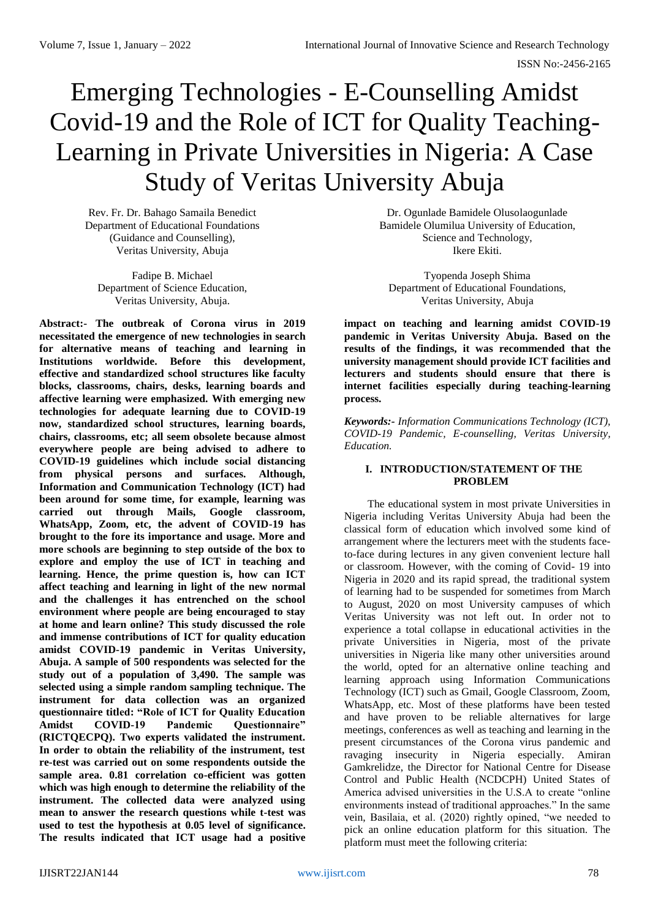# Emerging Technologies - E-Counselling Amidst Covid-19 and the Role of ICT for Quality Teaching-Learning in Private Universities in Nigeria: A Case Study of Veritas University Abuja

Rev. Fr. Dr. Bahago Samaila Benedict
Department of Educational Foundations (Guidance and Counselling),
Veritas University, Abuja

Dr. Ogunlade Bamidele Olusolaogunlade
Bamidele Olumilua University of Education, Science and Technology,
Ikere Ekiti.

Fadipe B. Michael
Department of Science Education,
Veritas University, Abuja.

Tyopenda Joseph Shima
Department of Educational Foundations,
Veritas University, Abuja

**Abstract:- The outbreak of Corona virus in 2019 necessitated the emergence of new technologies in search for alternative means of teaching and learning in Institutions worldwide. Before this development, effective and standardized school structures like faculty blocks, classrooms, chairs, desks, learning boards and affective learning were emphasized. With emerging new technologies for adequate learning due to COVID-19 now, standardized school structures, learning boards, chairs, classrooms, etc; all seem obsolete because almost everywhere people are being advised to adhere to COVID-19 guidelines which include social distancing from physical persons and surfaces. Although, Information and Communication Technology (ICT) had been around for some time, for example, learning was carried out through Mails, Google classroom, WhatsApp, Zoom, etc, the advent of COVID-19 has brought to the fore its importance and usage. More and more schools are beginning to step outside of the box to explore and employ the use of ICT in teaching and learning. Hence, the prime question is, how can ICT affect teaching and learning in light of the new normal and the challenges it has entrenched on the school environment where people are being encouraged to stay at home and learn online? This study discussed the role and immense contributions of ICT for quality education amidst COVID-19 pandemic in Veritas University, Abuja. A sample of 500 respondents was selected for the study out of a population of 3,490. The sample was selected using a simple random sampling technique. The instrument for data collection was an organized questionnaire titled: "Role of ICT for Quality Education Amidst COVID-19 Pandemic Questionnaire" (RICTQECPQ). Two experts validated the instrument. In order to obtain the reliability of the instrument, test re-test was carried out on some respondents outside the sample area. 0.81 correlation co-efficient was gotten which was high enough to determine the reliability of the instrument. The collected data were analyzed using mean to answer the research questions while t-test was used to test the hypothesis at 0.05 level of significance. The results indicated that ICT usage had a positive impact on teaching and learning amidst COVID-19 pandemic in Veritas University Abuja. Based on the results of the findings, it was recommended that the university management should provide ICT facilities and lecturers and students should ensure that there is internet facilities especially during teaching-learning process.**

***Keywords:-** Information Communications Technology (ICT), COVID-19 Pandemic, E-counselling, Veritas University, Education.*

## I. INTRODUCTION/STATEMENT OF THE PROBLEM

The educational system in most private Universities in Nigeria including Veritas University Abuja had been the classical form of education which involved some kind of arrangement where the lecturers meet with the students face-to-face during lectures in any given convenient lecture hall or classroom. However, with the coming of Covid- 19 into Nigeria in 2020 and its rapid spread, the traditional system of learning had to be suspended for sometimes from March to August, 2020 on most University campuses of which Veritas University was not left out. In order not to experience a total collapse in educational activities in the private Universities in Nigeria, most of the private universities in Nigeria like many other universities around the world, opted for an alternative online teaching and learning approach using Information Communications Technology (ICT) such as Gmail, Google Classroom, Zoom, WhatsApp, etc. Most of these platforms have been tested and have proven to be reliable alternatives for large meetings, conferences as well as teaching and learning in the present circumstances of the Corona virus pandemic and ravaging insecurity in Nigeria especially. Amiran Gamkrelidze, the Director for National Centre for Disease Control and Public Health (NCDCPH) United States of America advised universities in the U.S.A to create "online environments instead of traditional approaches." In the same vein, Basilaia, et al. (2020) rightly opined, "we needed to pick an online education platform for this situation. The platform must meet the following criteria: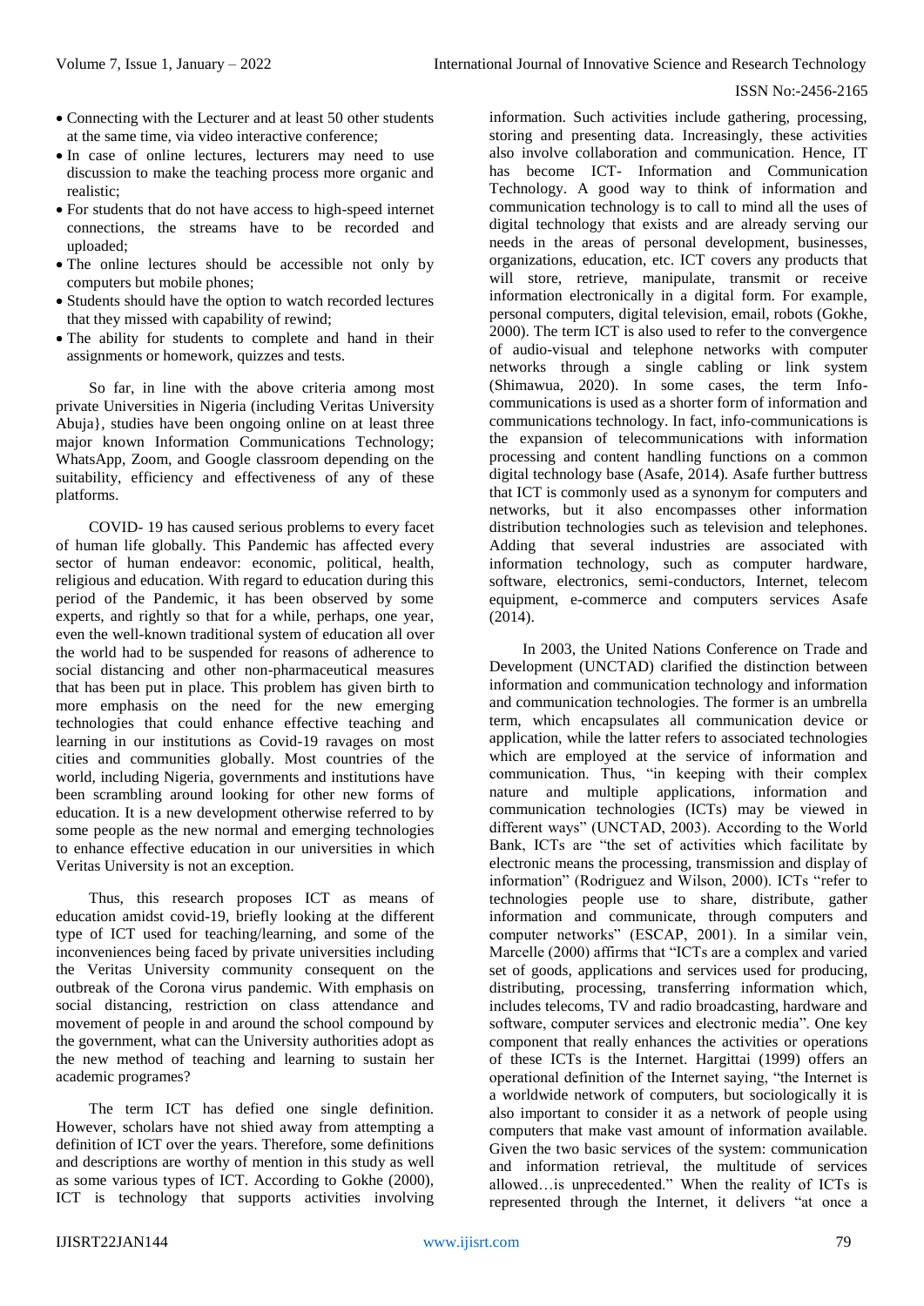- Connecting with the Lecturer and at least 50 other students at the same time, via video interactive conference;
- In case of online lectures, lecturers may need to use discussion to make the teaching process more organic and realistic;
- For students that do not have access to high-speed internet connections, the streams have to be recorded and uploaded;
- The online lectures should be accessible not only by computers but mobile phones;
- Students should have the option to watch recorded lectures that they missed with capability of rewind;
- The ability for students to complete and hand in their assignments or homework, quizzes and tests.

So far, in line with the above criteria among most private Universities in Nigeria (including Veritas University Abuja}, studies have been ongoing online on at least three major known Information Communications Technology; WhatsApp, Zoom, and Google classroom depending on the suitability, efficiency and effectiveness of any of these platforms.

COVID- 19 has caused serious problems to every facet of human life globally. This Pandemic has affected every sector of human endeavor: economic, political, health, religious and education. With regard to education during this period of the Pandemic, it has been observed by some experts, and rightly so that for a while, perhaps, one year, even the well-known traditional system of education all over the world had to be suspended for reasons of adherence to social distancing and other non-pharmaceutical measures that has been put in place. This problem has given birth to more emphasis on the need for the new emerging technologies that could enhance effective teaching and learning in our institutions as Covid-19 ravages on most cities and communities globally. Most countries of the world, including Nigeria, governments and institutions have been scrambling around looking for other new forms of education. It is a new development otherwise referred to by some people as the new normal and emerging technologies to enhance effective education in our universities in which Veritas University is not an exception.

Thus, this research proposes ICT as means of education amidst covid-19, briefly looking at the different type of ICT used for teaching/learning, and some of the inconveniences being faced by private universities including the Veritas University community consequent on the outbreak of the Corona virus pandemic. With emphasis on social distancing, restriction on class attendance and movement of people in and around the school compound by the government, what can the University authorities adopt as the new method of teaching and learning to sustain her academic programes?

The term ICT has defied one single definition. However, scholars have not shied away from attempting a definition of ICT over the years. Therefore, some definitions and descriptions are worthy of mention in this study as well as some various types of ICT. According to Gokhe (2000), ICT is technology that supports activities involving information. Such activities include gathering, processing, storing and presenting data. Increasingly, these activities also involve collaboration and communication. Hence, IT has become ICT- Information and Communication Technology. A good way to think of information and communication technology is to call to mind all the uses of digital technology that exists and are already serving our needs in the areas of personal development, businesses, organizations, education, etc. ICT covers any products that will store, retrieve, manipulate, transmit or receive information electronically in a digital form. For example, personal computers, digital television, email, robots (Gokhe, 2000). The term ICT is also used to refer to the convergence of audio-visual and telephone networks with computer networks through a single cabling or link system (Shimawua, 2020). In some cases, the term Info-communications is used as a shorter form of information and communications technology. In fact, info-communications is the expansion of telecommunications with information processing and content handling functions on a common digital technology base (Asafe, 2014). Asafe further buttress that ICT is commonly used as a synonym for computers and networks, but it also encompasses other information distribution technologies such as television and telephones. Adding that several industries are associated with information technology, such as computer hardware, software, electronics, semi-conductors, Internet, telecom equipment, e-commerce and computers services Asafe (2014).

In 2003, the United Nations Conference on Trade and Development (UNCTAD) clarified the distinction between information and communication technology and information and communication technologies. The former is an umbrella term, which encapsulates all communication device or application, while the latter refers to associated technologies which are employed at the service of information and communication. Thus, "in keeping with their complex nature and multiple applications, information and communication technologies (ICTs) may be viewed in different ways" (UNCTAD, 2003). According to the World Bank, ICTs are "the set of activities which facilitate by electronic means the processing, transmission and display of information" (Rodriguez and Wilson, 2000). ICTs "refer to technologies people use to share, distribute, gather information and communicate, through computers and computer networks" (ESCAP, 2001). In a similar vein, Marcelle (2000) affirms that "ICTs are a complex and varied set of goods, applications and services used for producing, distributing, processing, transferring information which, includes telecoms, TV and radio broadcasting, hardware and software, computer services and electronic media". One key component that really enhances the activities or operations of these ICTs is the Internet. Hargittai (1999) offers an operational definition of the Internet saying, "the Internet is a worldwide network of computers, but sociologically it is also important to consider it as a network of people using computers that make vast amount of information available. Given the two basic services of the system: communication and information retrieval, the multitude of services allowed…is unprecedented." When the reality of ICTs is represented through the Internet, it delivers "at once a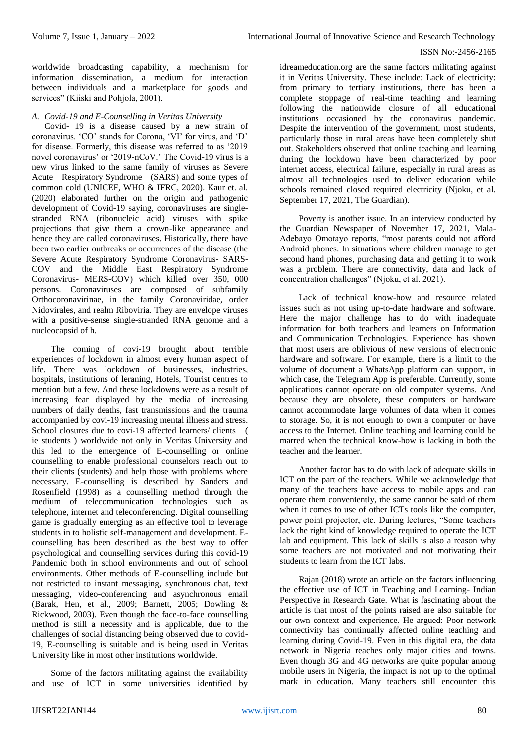worldwide broadcasting capability, a mechanism for information dissemination, a medium for interaction between individuals and a marketplace for goods and services" (Kiiski and Pohjola, 2001).

### *A. Covid-19 and E-Counselling in Veritas University*

Covid- 19 is a disease caused by a new strain of coronavirus. 'CO' stands for Corona, 'VI' for virus, and 'D' for disease. Formerly, this disease was referred to as '2019 novel coronavirus' or '2019-nCoV.' The Covid-19 virus is a new virus linked to the same family of viruses as Severe Acute Respiratory Syndrome (SARS) and some types of common cold (UNICEF, WHO & IFRC, 2020). Kaur et. al. (2020) elaborated further on the origin and pathogenic development of Covid-19 saying, coronaviruses are single-stranded RNA (ribonucleic acid) viruses with spike projections that give them a crown-like appearance and hence they are called coronaviruses. Historically, there have been two earlier outbreaks or occurrences of the disease (the Severe Acute Respiratory Syndrome Coronavirus- SARS-COV and the Middle East Respiratory Syndrome Coronavirus- MERS-COV) which killed over 350, 000 persons. Coronaviruses are composed of subfamily Orthocoronavirinae, in the family Coronaviridae, order Nidovirales, and realm Riboviria. They are envelope viruses with a positive-sense single-stranded RNA genome and a nucleocapsid of h.

The coming of covi-19 brought about terrible experiences of lockdown in almost every human aspect of life. There was lockdown of businesses, industries, hospitals, institutions of leraning, Hotels, Tourist centres to mention but a few. And these lockdowns were as a result of increasing fear displayed by the media of increasing numbers of daily deaths, fast transmissions and the trauma accompanied by covi-19 increasing mental illness and stress. School closures due to covi-19 affected learners/ clients ( ie students ) worldwide not only in Veritas University and this led to the emergence of E-counselling or online counselling to enable professional counselors reach out to their clients (students) and help those with problems where necessary. E-counselling is described by Sanders and Rosenfield (1998) as a counselling method through the medium of telecommunication technologies such as telephone, internet and teleconferencing. Digital counselling game is gradually emerging as an effective tool to leverage students in to holistic self-management and development. E-counselling has been described as the best way to offer psychological and counselling services during this covid-19 Pandemic both in school environments and out of school environments. Other methods of E-counselling include but not restricted to instant messaging, synchronous chat, text messaging, video-conferencing and asynchronous email (Barak, Hen, et al., 2009; Barnett, 2005; Dowling & Rickwood, 2003). Even though the face-to-face counselling method is still a necessity and is applicable, due to the challenges of social distancing being observed due to covid-19, E-counselling is suitable and is being used in Veritas University like in most other institutions worldwide.

Some of the factors militating against the availability and use of ICT in some universities identified by idreameducation.org are the same factors militating against it in Veritas University. These include: Lack of electricity: from primary to tertiary institutions, there has been a complete stoppage of real-time teaching and learning following the nationwide closure of all educational institutions occasioned by the coronavirus pandemic. Despite the intervention of the government, most students, particularly those in rural areas have been completely shut out. Stakeholders observed that online teaching and learning during the lockdown have been characterized by poor internet access, electrical failure, especially in rural areas as almost all technologies used to deliver education while schools remained closed required electricity (Njoku, et al. September 17, 2021, The Guardian).

Poverty is another issue. In an interview conducted by the Guardian Newspaper of November 17, 2021, Mala-Adebayo Omotayo reports, "most parents could not afford Android phones. In situations where children manage to get second hand phones, purchasing data and getting it to work was a problem. There are connectivity, data and lack of concentration challenges" (Njoku, et al. 2021).

Lack of technical know-how and resource related issues such as not using up-to-date hardware and software. Here the major challenge has to do with inadequate information for both teachers and learners on Information and Communication Technologies. Experience has shown that most users are oblivious of new versions of electronic hardware and software. For example, there is a limit to the volume of document a WhatsApp platform can support, in which case, the Telegram App is preferable. Currently, some applications cannot operate on old computer systems. And because they are obsolete, these computers or hardware cannot accommodate large volumes of data when it comes to storage. So, it is not enough to own a computer or have access to the Internet. Online teaching and learning could be marred when the technical know-how is lacking in both the teacher and the learner.

Another factor has to do with lack of adequate skills in ICT on the part of the teachers. While we acknowledge that many of the teachers have access to mobile apps and can operate them conveniently, the same cannot be said of them when it comes to use of other ICTs tools like the computer, power point projector, etc. During lectures, "Some teachers lack the right kind of knowledge required to operate the ICT lab and equipment. This lack of skills is also a reason why some teachers are not motivated and not motivating their students to learn from the ICT labs.

Rajan (2018) wrote an article on the factors influencing the effective use of ICT in Teaching and Learning- Indian Perspective in Research Gate. What is fascinating about the article is that most of the points raised are also suitable for our own context and experience. He argued: Poor network connectivity has continually affected online teaching and learning during Covid-19. Even in this digital era, the data network in Nigeria reaches only major cities and towns. Even though 3G and 4G networks are quite popular among mobile users in Nigeria, the impact is not up to the optimal mark in education. Many teachers still encounter this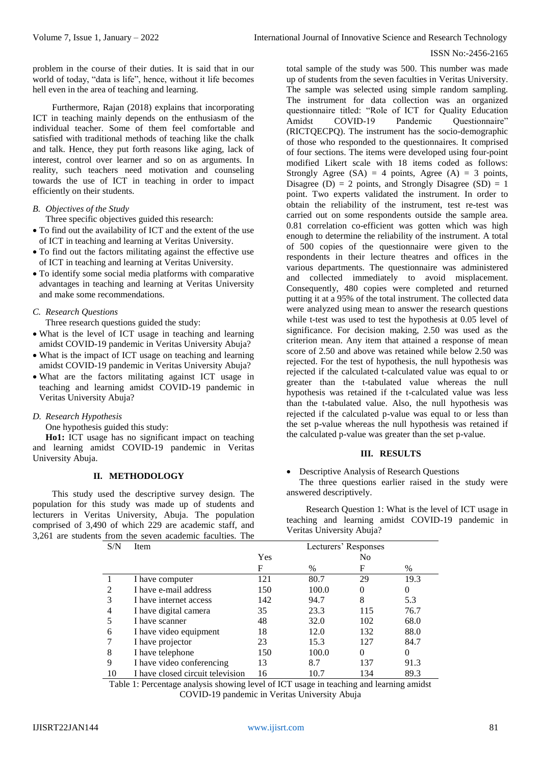problem in the course of their duties. It is said that in our world of today, "data is life", hence, without it life becomes hell even in the area of teaching and learning.

Furthermore, Rajan (2018) explains that incorporating ICT in teaching mainly depends on the enthusiasm of the individual teacher. Some of them feel comfortable and satisfied with traditional methods of teaching like the chalk and talk. Hence, they put forth reasons like aging, lack of interest, control over learner and so on as arguments. In reality, such teachers need motivation and counseling towards the use of ICT in teaching in order to impact efficiently on their students.

### *B. Objectives of the Study*

Three specific objectives guided this research:

- To find out the availability of ICT and the extent of the use of ICT in teaching and learning at Veritas University.
- To find out the factors militating against the effective use of ICT in teaching and learning at Veritas University.
- To identify some social media platforms with comparative advantages in teaching and learning at Veritas University and make some recommendations.

### *C. Research Questions*

Three research questions guided the study:

- What is the level of ICT usage in teaching and learning amidst COVID-19 pandemic in Veritas University Abuja?
- What is the impact of ICT usage on teaching and learning amidst COVID-19 pandemic in Veritas University Abuja?
- What are the factors militating against ICT usage in teaching and learning amidst COVID-19 pandemic in Veritas University Abuja?

### *D. Research Hypothesis*

One hypothesis guided this study:

**Ho1:** ICT usage has no significant impact on teaching and learning amidst COVID-19 pandemic in Veritas University Abuja.

## II. METHODOLOGY

This study used the descriptive survey design. The population for this study was made up of students and lecturers in Veritas University, Abuja. The population comprised of 3,490 of which 229 are academic staff, and 3,261 are students from the seven academic faculties. The total sample of the study was 500. This number was made up of students from the seven faculties in Veritas University. The sample was selected using simple random sampling. The instrument for data collection was an organized questionnaire titled: "Role of ICT for Quality Education Amidst COVID-19 Pandemic Questionnaire" (RICTQECPQ). The instrument has the socio-demographic of those who responded to the questionnaires. It comprised of four sections. The items were developed using four-point modified Likert scale with 18 items coded as follows: Strongly Agree (SA) = 4 points, Agree (A) = 3 points, Disagree (D) = 2 points, and Strongly Disagree (SD) = 1 point. Two experts validated the instrument. In order to obtain the reliability of the instrument, test re-test was carried out on some respondents outside the sample area. 0.81 correlation co-efficient was gotten which was high enough to determine the reliability of the instrument. A total of 500 copies of the questionnaire were given to the respondents in their lecture theatres and offices in the various departments. The questionnaire was administered and collected immediately to avoid misplacement. Consequently, 480 copies were completed and returned putting it at a 95% of the total instrument. The collected data were analyzed using mean to answer the research questions while t-test was used to test the hypothesis at 0.05 level of significance. For decision making, 2.50 was used as the criterion mean. Any item that attained a response of mean score of 2.50 and above was retained while below 2.50 was rejected. For the test of hypothesis, the null hypothesis was rejected if the calculated t-calculated value was equal to or greater than the t-tabulated value whereas the null hypothesis was retained if the t-calculated value was less than the t-tabulated value. Also, the null hypothesis was rejected if the calculated p-value was equal to or less than the set p-value whereas the null hypothesis was retained if the calculated p-value was greater than the set p-value.

## III. RESULTS

- Descriptive Analysis of Research Questions

The three questions earlier raised in the study were answered descriptively.

Research Question 1: What is the level of ICT usage in teaching and learning amidst COVID-19 pandemic in Veritas University Abuja?

| S/N | Item | Lecturers' Responses | | | |
|---|---|---|---|---|---|
| | | Yes | | No | |
| | | F | % | F | % |
| 1 | I have computer | 121 | 80.7 | 29 | 19.3 |
| 2 | I have e-mail address | 150 | 100.0 | 0 | 0 |
| 3 | I have internet access | 142 | 94.7 | 8 | 5.3 |
| 4 | I have digital camera | 35 | 23.3 | 115 | 76.7 |
| 5 | I have scanner | 48 | 32.0 | 102 | 68.0 |
| 6 | I have video equipment | 18 | 12.0 | 132 | 88.0 |
| 7 | I have projector | 23 | 15.3 | 127 | 84.7 |
| 8 | I have telephone | 150 | 100.0 | 0 | 0 |
| 9 | I have video conferencing | 13 | 8.7 | 137 | 91.3 |
| 10 | I have closed circuit television | 16 | 10.7 | 134 | 89.3 |

Table 1: Percentage analysis showing level of ICT usage in teaching and learning amidst COVID-19 pandemic in Veritas University Abuja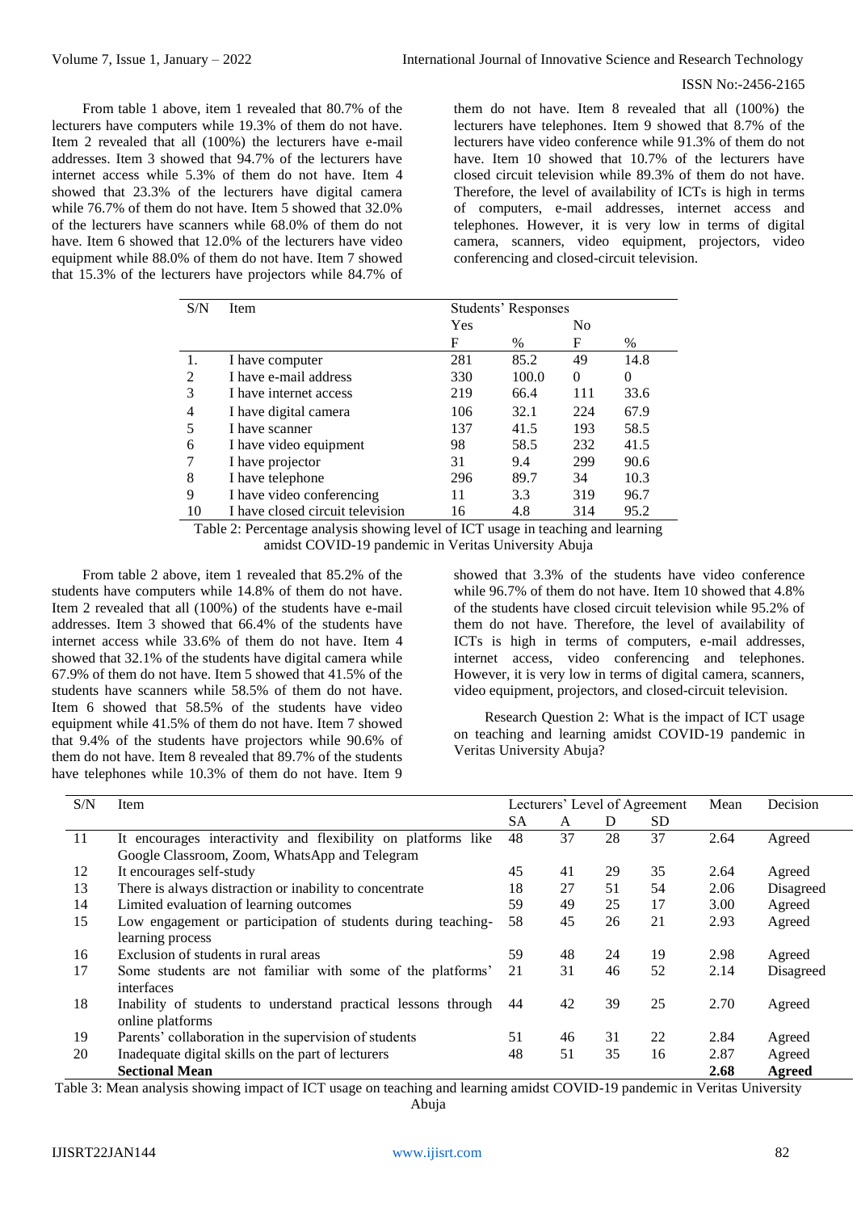From table 1 above, item 1 revealed that 80.7% of the lecturers have computers while 19.3% of them do not have. Item 2 revealed that all (100%) the lecturers have e-mail addresses. Item 3 showed that 94.7% of the lecturers have internet access while 5.3% of them do not have. Item 4 showed that 23.3% of the lecturers have digital camera while 76.7% of them do not have. Item 5 showed that 32.0% of the lecturers have scanners while 68.0% of them do not have. Item 6 showed that 12.0% of the lecturers have video equipment while 88.0% of them do not have. Item 7 showed that 15.3% of the lecturers have projectors while 84.7% of them do not have. Item 8 revealed that all (100%) the lecturers have telephones. Item 9 showed that 8.7% of the lecturers have video conference while 91.3% of them do not have. Item 10 showed that 10.7% of the lecturers have closed circuit television while 89.3% of them do not have. Therefore, the level of availability of ICTs is high in terms of computers, e-mail addresses, internet access and telephones. However, it is very low in terms of digital camera, scanners, video equipment, projectors, video conferencing and closed-circuit television.

| S/N | Item | Students' Responses | | | |
|---|---|---|---|---|---|
| | | Yes | | No | |
| | | F | % | F | % |
| 1. | I have computer | 281 | 85.2 | 49 | 14.8 |
| 2 | I have e-mail address | 330 | 100.0 | 0 | 0 |
| 3 | I have internet access | 219 | 66.4 | 111 | 33.6 |
| 4 | I have digital camera | 106 | 32.1 | 224 | 67.9 |
| 5 | I have scanner | 137 | 41.5 | 193 | 58.5 |
| 6 | I have video equipment | 98 | 58.5 | 232 | 41.5 |
| 7 | I have projector | 31 | 9.4 | 299 | 90.6 |
| 8 | I have telephone | 296 | 89.7 | 34 | 10.3 |
| 9 | I have video conferencing | 11 | 3.3 | 319 | 96.7 |
| 10 | I have closed circuit television | 16 | 4.8 | 314 | 95.2 |

Table 2: Percentage analysis showing level of ICT usage in teaching and learning amidst COVID-19 pandemic in Veritas University Abuja

From table 2 above, item 1 revealed that 85.2% of the students have computers while 14.8% of them do not have. Item 2 revealed that all (100%) of the students have e-mail addresses. Item 3 showed that 66.4% of the students have internet access while 33.6% of them do not have. Item 4 showed that 32.1% of the students have digital camera while 67.9% of them do not have. Item 5 showed that 41.5% of the students have scanners while 58.5% of them do not have. Item 6 showed that 58.5% of the students have video equipment while 41.5% of them do not have. Item 7 showed that 9.4% of the students have projectors while 90.6% of them do not have. Item 8 revealed that 89.7% of the students have telephones while 10.3% of them do not have. Item 9 showed that 3.3% of the students have video conference while 96.7% of them do not have. Item 10 showed that 4.8% of the students have closed circuit television while 95.2% of them do not have. Therefore, the level of availability of ICTs is high in terms of computers, e-mail addresses, internet access, video conferencing and telephones. However, it is very low in terms of digital camera, scanners, video equipment, projectors, and closed-circuit television.

Research Question 2: What is the impact of ICT usage on teaching and learning amidst COVID-19 pandemic in Veritas University Abuja?

| S/N | Item | Lecturers' Level of Agreement | | | | Mean | Decision |
|---|---|---|---|---|---|---|---|
| | | SA | A | D | SD | | |
| 11 | It encourages interactivity and flexibility on platforms like Google Classroom, Zoom, WhatsApp and Telegram | 48 | 37 | 28 | 37 | 2.64 | Agreed |
| 12 | It encourages self-study | 45 | 41 | 29 | 35 | 2.64 | Agreed |
| 13 | There is always distraction or inability to concentrate | 18 | 27 | 51 | 54 | 2.06 | Disagreed |
| 14 | Limited evaluation of learning outcomes | 59 | 49 | 25 | 17 | 3.00 | Agreed |
| 15 | Low engagement or participation of students during teaching-learning process | 58 | 45 | 26 | 21 | 2.93 | Agreed |
| 16 | Exclusion of students in rural areas | 59 | 48 | 24 | 19 | 2.98 | Agreed |
| 17 | Some students are not familiar with some of the platforms' interfaces | 21 | 31 | 46 | 52 | 2.14 | Disagreed |
| 18 | Inability of students to understand practical lessons through online platforms | 44 | 42 | 39 | 25 | 2.70 | Agreed |
| 19 | Parents' collaboration in the supervision of students | 51 | 46 | 31 | 22 | 2.84 | Agreed |
| 20 | Inadequate digital skills on the part of lecturers | 48 | 51 | 35 | 16 | 2.87 | Agreed |
| | **Sectional Mean** | | | | | **2.68** | **Agreed** |

Table 3: Mean analysis showing impact of ICT usage on teaching and learning amidst COVID-19 pandemic in Veritas University Abuja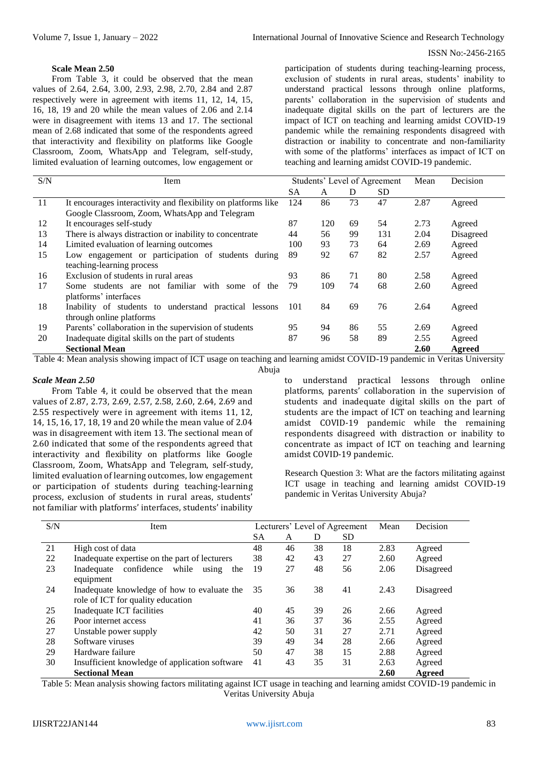**Scale Mean 2.50**

From Table 3, it could be observed that the mean values of 2.64, 2.64, 3.00, 2.93, 2.98, 2.70, 2.84 and 2.87 respectively were in agreement with items 11, 12, 14, 15, 16, 18, 19 and 20 while the mean values of 2.06 and 2.14 were in disagreement with items 13 and 17. The sectional mean of 2.68 indicated that some of the respondents agreed that interactivity and flexibility on platforms like Google Classroom, Zoom, WhatsApp and Telegram, self-study, limited evaluation of learning outcomes, low engagement or participation of students during teaching-learning process, exclusion of students in rural areas, students' inability to understand practical lessons through online platforms, parents' collaboration in the supervision of students and inadequate digital skills on the part of lecturers are the impact of ICT on teaching and learning amidst COVID-19 pandemic while the remaining respondents disagreed with distraction or inability to concentrate and non-familiarity with some of the platforms' interfaces as impact of ICT on teaching and learning amidst COVID-19 pandemic.

| S/N | Item | Students' Level of Agreement | | | | Mean | Decision |
|---|---|---|---|---|---|---|---|
| | | SA | A | D | SD | | |
| 11 | It encourages interactivity and flexibility on platforms like Google Classroom, Zoom, WhatsApp and Telegram | 124 | 86 | 73 | 47 | 2.87 | Agreed |
| 12 | It encourages self-study | 87 | 120 | 69 | 54 | 2.73 | Agreed |
| 13 | There is always distraction or inability to concentrate | 44 | 56 | 99 | 131 | 2.04 | Disagreed |
| 14 | Limited evaluation of learning outcomes | 100 | 93 | 73 | 64 | 2.69 | Agreed |
| 15 | Low engagement or participation of students during teaching-learning process | 89 | 92 | 67 | 82 | 2.57 | Agreed |
| 16 | Exclusion of students in rural areas | 93 | 86 | 71 | 80 | 2.58 | Agreed |
| 17 | Some students are not familiar with some of the platforms' interfaces | 79 | 109 | 74 | 68 | 2.60 | Agreed |
| 18 | Inability of students to understand practical lessons through online platforms | 101 | 84 | 69 | 76 | 2.64 | Agreed |
| 19 | Parents' collaboration in the supervision of students | 95 | 94 | 86 | 55 | 2.69 | Agreed |
| 20 | Inadequate digital skills on the part of students | 87 | 96 | 58 | 89 | 2.55 | Agreed |
| | **Sectional Mean** | | | | | **2.60** | **Agreed** |

Table 4: Mean analysis showing impact of ICT usage on teaching and learning amidst COVID-19 pandemic in Veritas University Abuja

***Scale Mean 2.50***

From Table 4, it could be observed that the mean values of 2.87, 2.73, 2.69, 2.57, 2.58, 2.60, 2.64, 2.69 and 2.55 respectively were in agreement with items 11, 12, 14, 15, 16, 17, 18, 19 and 20 while the mean value of 2.04 was in disagreement with item 13. The sectional mean of 2.60 indicated that some of the respondents agreed that interactivity and flexibility on platforms like Google Classroom, Zoom, WhatsApp and Telegram, self-study, limited evaluation of learning outcomes, low engagement or participation of students during teaching-learning process, exclusion of students in rural areas, students' not familiar with platforms' interfaces, students' inability to understand practical lessons through online platforms, parents' collaboration in the supervision of students and inadequate digital skills on the part of students are the impact of ICT on teaching and learning amidst COVID-19 pandemic while the remaining respondents disagreed with distraction or inability to concentrate as impact of ICT on teaching and learning amidst COVID-19 pandemic.

Research Question 3: What are the factors militating against ICT usage in teaching and learning amidst COVID-19 pandemic in Veritas University Abuja?

| S/N | Item | Lecturers' Level of Agreement | | | | Mean | Decision |
|---|---|---|---|---|---|---|---|
| | | SA | A | D | SD | | |
| 21 | High cost of data | 48 | 46 | 38 | 18 | 2.83 | Agreed |
| 22 | Inadequate expertise on the part of lecturers | 38 | 42 | 43 | 27 | 2.60 | Agreed |
| 23 | Inadequate confidence while using the equipment | 19 | 27 | 48 | 56 | 2.06 | Disagreed |
| 24 | Inadequate knowledge of how to evaluate the role of ICT for quality education | 35 | 36 | 38 | 41 | 2.43 | Disagreed |
| 25 | Inadequate ICT facilities | 40 | 45 | 39 | 26 | 2.66 | Agreed |
| 26 | Poor internet access | 41 | 36 | 37 | 36 | 2.55 | Agreed |
| 27 | Unstable power supply | 42 | 50 | 31 | 27 | 2.71 | Agreed |
| 28 | Software viruses | 39 | 49 | 34 | 28 | 2.66 | Agreed |
| 29 | Hardware failure | 50 | 47 | 38 | 15 | 2.88 | Agreed |
| 30 | Insufficient knowledge of application software | 41 | 43 | 35 | 31 | 2.63 | Agreed |
| | **Sectional Mean** | | | | | **2.60** | **Agreed** |

Table 5: Mean analysis showing factors militating against ICT usage in teaching and learning amidst COVID-19 pandemic in Veritas University Abuja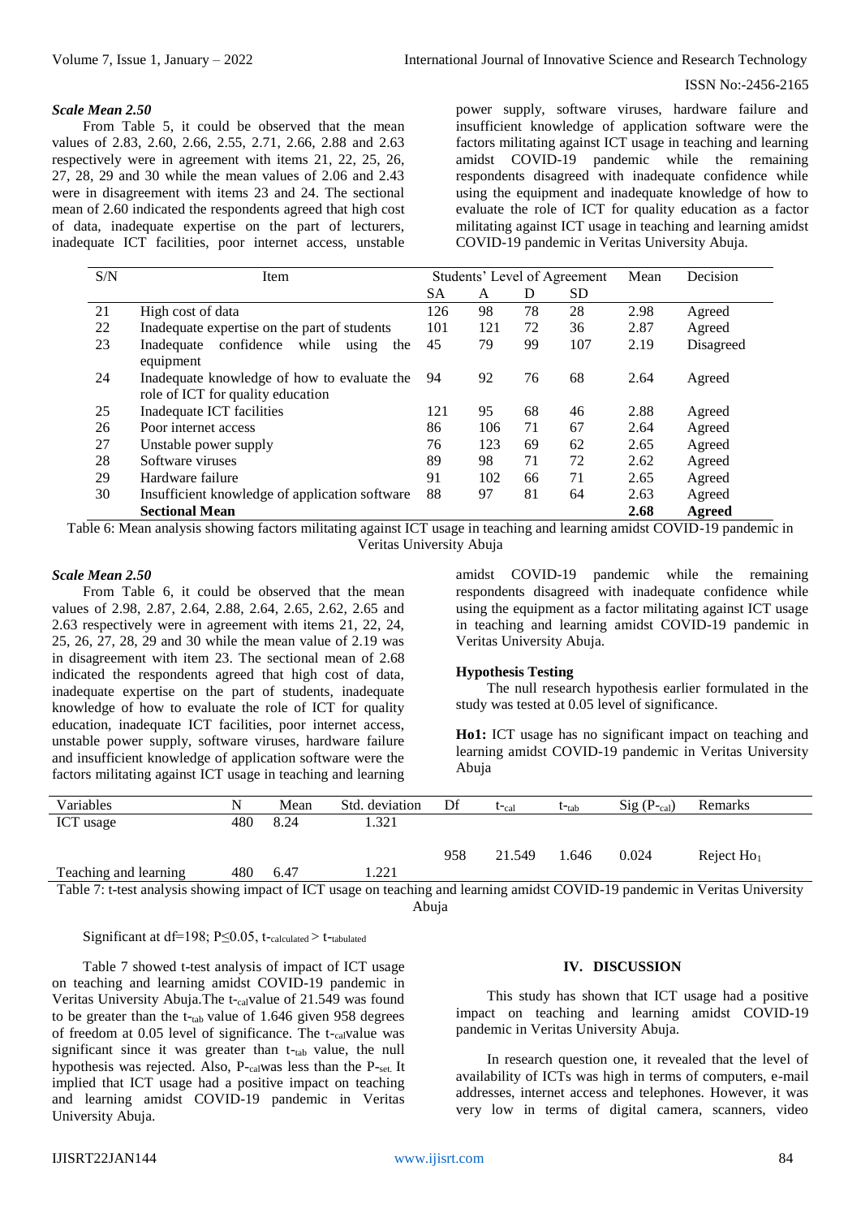***Scale Mean 2.50***

From Table 5, it could be observed that the mean values of 2.83, 2.60, 2.66, 2.55, 2.71, 2.66, 2.88 and 2.63 respectively were in agreement with items 21, 22, 25, 26, 27, 28, 29 and 30 while the mean values of 2.06 and 2.43 were in disagreement with items 23 and 24. The sectional mean of 2.60 indicated the respondents agreed that high cost of data, inadequate expertise on the part of lecturers, inadequate ICT facilities, poor internet access, unstable power supply, software viruses, hardware failure and insufficient knowledge of application software were the factors militating against ICT usage in teaching and learning amidst COVID-19 pandemic while the remaining respondents disagreed with inadequate confidence while using the equipment and inadequate knowledge of how to evaluate the role of ICT for quality education as a factor militating against ICT usage in teaching and learning amidst COVID-19 pandemic in Veritas University Abuja.

| S/N | Item | Students' Level of Agreement | | | | Mean | Decision |
|---|---|---|---|---|---|---|---|
| | | SA | A | D | SD | | |
| 21 | High cost of data | 126 | 98 | 78 | 28 | 2.98 | Agreed |
| 22 | Inadequate expertise on the part of students | 101 | 121 | 72 | 36 | 2.87 | Agreed |
| 23 | Inadequate confidence while using the equipment | 45 | 79 | 99 | 107 | 2.19 | Disagreed |
| 24 | Inadequate knowledge of how to evaluate the role of ICT for quality education | 94 | 92 | 76 | 68 | 2.64 | Agreed |
| 25 | Inadequate ICT facilities | 121 | 95 | 68 | 46 | 2.88 | Agreed |
| 26 | Poor internet access | 86 | 106 | 71 | 67 | 2.64 | Agreed |
| 27 | Unstable power supply | 76 | 123 | 69 | 62 | 2.65 | Agreed |
| 28 | Software viruses | 89 | 98 | 71 | 72 | 2.62 | Agreed |
| 29 | Hardware failure | 91 | 102 | 66 | 71 | 2.65 | Agreed |
| 30 | Insufficient knowledge of application software | 88 | 97 | 81 | 64 | 2.63 | Agreed |
| | **Sectional Mean** | | | | | **2.68** | **Agreed** |

Table 6: Mean analysis showing factors militating against ICT usage in teaching and learning amidst COVID-19 pandemic in Veritas University Abuja

***Scale Mean 2.50***

From Table 6, it could be observed that the mean values of 2.98, 2.87, 2.64, 2.88, 2.64, 2.65, 2.62, 2.65 and 2.63 respectively were in agreement with items 21, 22, 24, 25, 26, 27, 28, 29 and 30 while the mean value of 2.19 was in disagreement with item 23. The sectional mean of 2.68 indicated the respondents agreed that high cost of data, inadequate expertise on the part of students, inadequate knowledge of how to evaluate the role of ICT for quality education, inadequate ICT facilities, poor internet access, unstable power supply, software viruses, hardware failure and insufficient knowledge of application software were the factors militating against ICT usage in teaching and learning amidst COVID-19 pandemic while the remaining respondents disagreed with inadequate confidence while using the equipment as a factor militating against ICT usage in teaching and learning amidst COVID-19 pandemic in Veritas University Abuja.

**Hypothesis Testing**

The null research hypothesis earlier formulated in the study was tested at 0.05 level of significance.

**Ho1:** ICT usage has no significant impact on teaching and learning amidst COVID-19 pandemic in Veritas University Abuja

| Variables | N | Mean | Std. deviation | Df | $t_{-cal}$ | $t_{-tab}$ | Sig ($P_{-cal}$) | Remarks |
|---|---|---|---|---|---|---|---|---|
| ICT usage | 480 | 8.24 | 1.321 | | | | | |
| | | | | 958 | 21.549 | 1.646 | 0.024 | Reject $Ho_1$ |
| Teaching and learning | 480 | 6.47 | 1.221 | | | | | |

Table 7: t-test analysis showing impact of ICT usage on teaching and learning amidst COVID-19 pandemic in Veritas University Abuja

Significant at df=198; $P \leq 0.05$, $t_{-calculated} > t_{-tabulated}$

Table 7 showed t-test analysis of impact of ICT usage on teaching and learning amidst COVID-19 pandemic in Veritas University Abuja.The $t_{-cal}$value of 21.549 was found to be greater than the $t_{-tab}$ value of 1.646 given 958 degrees of freedom at 0.05 level of significance. The $t_{-cal}$value was significant since it was greater than $t_{-tab}$ value, the null hypothesis was rejected. Also, $P_{-cal}$was less than the $P_{-set}$. It implied that ICT usage had a positive impact on teaching and learning amidst COVID-19 pandemic in Veritas University Abuja.

## IV. DISCUSSION

This study has shown that ICT usage had a positive impact on teaching and learning amidst COVID-19 pandemic in Veritas University Abuja.

In research question one, it revealed that the level of availability of ICTs was high in terms of computers, e-mail addresses, internet access and telephones. However, it was very low in terms of digital camera, scanners, video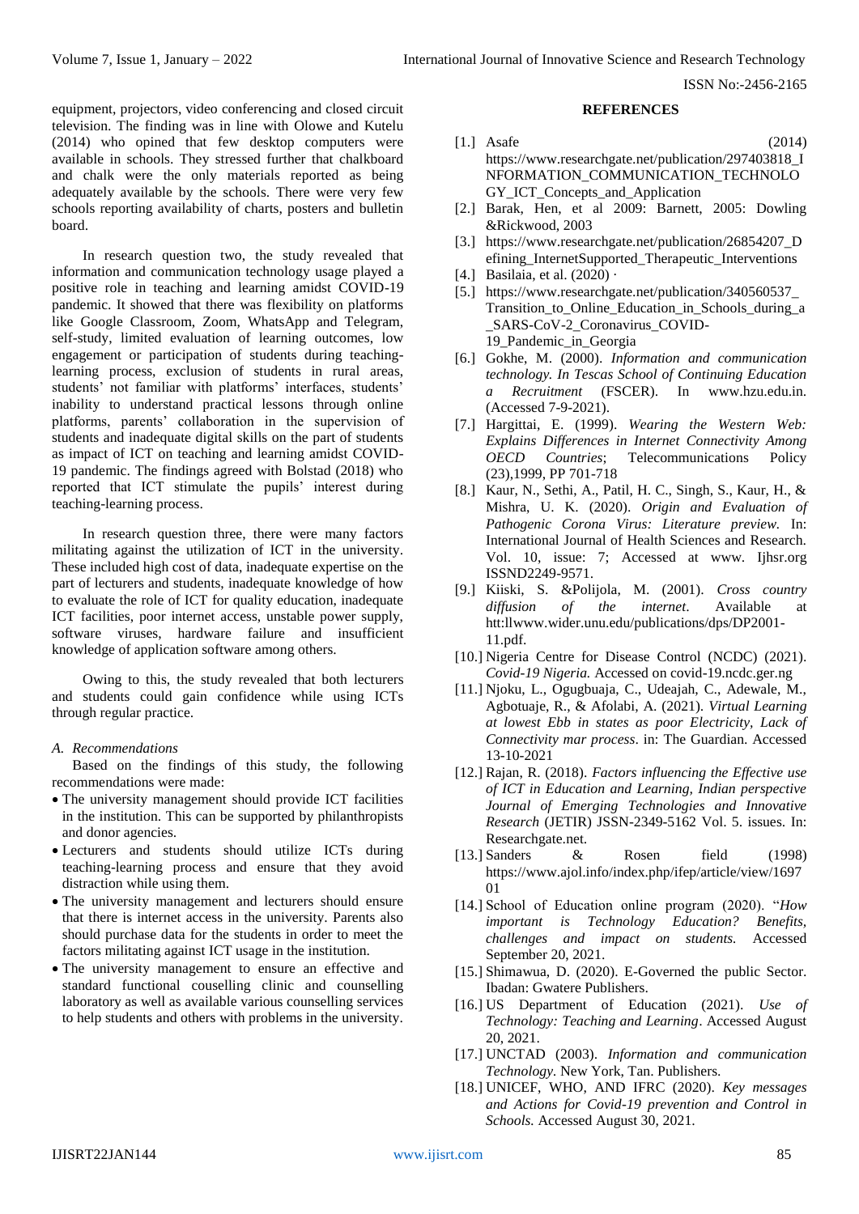equipment, projectors, video conferencing and closed circuit television. The finding was in line with Olowe and Kutelu (2014) who opined that few desktop computers were available in schools. They stressed further that chalkboard and chalk were the only materials reported as being adequately available by the schools. There were very few schools reporting availability of charts, posters and bulletin board.

In research question two, the study revealed that information and communication technology usage played a positive role in teaching and learning amidst COVID-19 pandemic. It showed that there was flexibility on platforms like Google Classroom, Zoom, WhatsApp and Telegram, self-study, limited evaluation of learning outcomes, low engagement or participation of students during teaching-learning process, exclusion of students in rural areas, students' not familiar with platforms' interfaces, students' inability to understand practical lessons through online platforms, parents' collaboration in the supervision of students and inadequate digital skills on the part of students as impact of ICT on teaching and learning amidst COVID-19 pandemic. The findings agreed with Bolstad (2018) who reported that ICT stimulate the pupils' interest during teaching-learning process.

In research question three, there were many factors militating against the utilization of ICT in the university. These included high cost of data, inadequate expertise on the part of lecturers and students, inadequate knowledge of how to evaluate the role of ICT for quality education, inadequate ICT facilities, poor internet access, unstable power supply, software viruses, hardware failure and insufficient knowledge of application software among others.

Owing to this, the study revealed that both lecturers and students could gain confidence while using ICTs through regular practice.

### *A. Recommendations*

Based on the findings of this study, the following recommendations were made:

- The university management should provide ICT facilities in the institution. This can be supported by philanthropists and donor agencies.
- Lecturers and students should utilize ICTs during teaching-learning process and ensure that they avoid distraction while using them.
- The university management and lecturers should ensure that there is internet access in the university. Parents also should purchase data for the students in order to meet the factors militating against ICT usage in the institution.
- The university management to ensure an effective and standard functional couselling clinic and counselling laboratory as well as available various counselling services to help students and others with problems in the university.

## REFERENCES

[1.] Asafe (2014) https://www.researchgate.net/publication/297403818_INFORMATION_COMMUNICATION_TECHNOLOGY_ICT_Concepts_and_Application

[2.] Barak, Hen, et al 2009: Barnett, 2005: Dowling &Rickwood, 2003

[3.] https://www.researchgate.net/publication/26854207_Defining_InternetSupported_Therapeutic_Interventions

[4.] Basilaia, et al. (2020) ·

[5.] https://www.researchgate.net/publication/340560537_Transition_to_Online_Education_in_Schools_during_a_SARS-CoV-2_Coronavirus_COVID-19_Pandemic_in_Georgia

[6.] Gokhe, M. (2000). *Information and communication technology. In Tescas School of Continuing Education a Recruitment* (FSCER). In www.hzu.edu.in. (Accessed 7-9-2021).

[7.] Hargittai, E. (1999). *Wearing the Western Web: Explains Differences in Internet Connectivity Among OECD Countries*; Telecommunications Policy (23),1999, PP 701-718

[8.] Kaur, N., Sethi, A., Patil, H. C., Singh, S., Kaur, H., & Mishra, U. K. (2020). *Origin and Evaluation of Pathogenic Corona Virus: Literature preview.* In: International Journal of Health Sciences and Research. Vol. 10, issue: 7; Accessed at www. Ijhsr.org ISSND2249-9571.

[9.] Kiiski, S. &Polijola, M. (2001). *Cross country diffusion of the internet*. Available at htt:llwww.wider.unu.edu/publications/dps/DP2001-11.pdf.

[10.] Nigeria Centre for Disease Control (NCDC) (2021). *Covid-19 Nigeria.* Accessed on covid-19.ncdc.ger.ng

[11.] Njoku, L., Ogugbuaja, C., Udeajah, C., Adewale, M., Agbotuaje, R., & Afolabi, A. (2021). *Virtual Learning at lowest Ebb in states as poor Electricity, Lack of Connectivity mar process*. in: The Guardian. Accessed 13-10-2021

[12.] Rajan, R. (2018). *Factors influencing the Effective use of ICT in Education and Learning, Indian perspective Journal of Emerging Technologies and Innovative Research* (JETIR) JSSN-2349-5162 Vol. 5. issues. In: Researchgate.net.

[13.] Sanders & Rosen field (1998) https://www.ajol.info/index.php/ifep/article/view/169701

[14.] School of Education online program (2020). "*How important is Technology Education? Benefits, challenges and impact on students.* Accessed September 20, 2021.

[15.] Shimawua, D. (2020). E-Governed the public Sector. Ibadan: Gwatere Publishers.

[16.] US Department of Education (2021). *Use of Technology: Teaching and Learning*. Accessed August 20, 2021.

[17.] UNCTAD (2003). *Information and communication Technology.* New York, Tan. Publishers.

[18.] UNICEF, WHO, AND IFRC (2020). *Key messages and Actions for Covid-19 prevention and Control in Schools.* Accessed August 30, 2021.